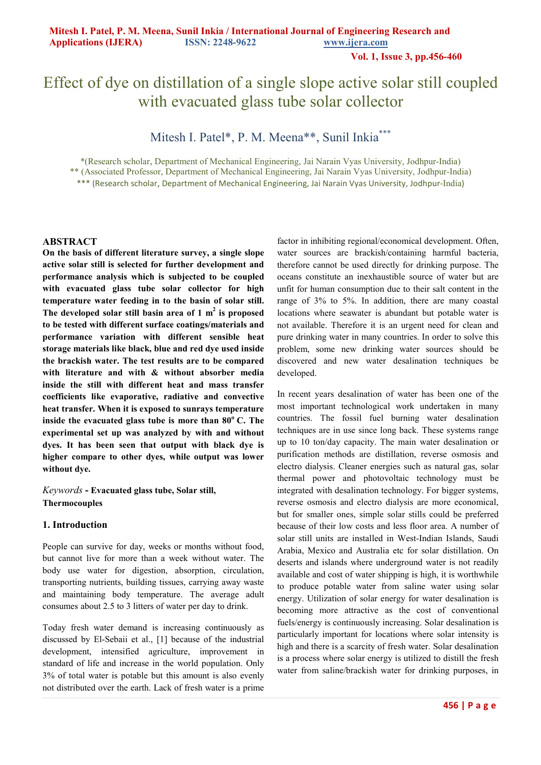# Effect of dye on distillation of a single slope active solar still coupled with evacuated glass tube solar collector

Mitesh I. Patel*, P. M. Meena**, Sunil Inkia***

*(Research scholar, Department of Mechanical Engineering, Jai Narain Vyas University, Jodhpur-India)
** (Associated Professor, Department of Mechanical Engineering, Jai Narain Vyas University, Jodhpur-India)
*** (Research scholar, Department of Mechanical Engineering, Jai Narain Vyas University, Jodhpur-India)

## ABSTRACT

**On the basis of different literature survey, a single slope active solar still is selected for further development and performance analysis which is subjected to be coupled with evacuated glass tube solar collector for high temperature water feeding in to the basin of solar still. The developed solar still basin area of 1 m$^2$ is proposed to be tested with different surface coatings/materials and performance variation with different sensible heat storage materials like black, blue and red dye used inside the brackish water. The test results are to be compared with literature and with & without absorber media inside the still with different heat and mass transfer coefficients like evaporative, radiative and convective heat transfer. When it is exposed to sunrays temperature inside the evacuated glass tube is more than 80$^o$ C. The experimental set up was analyzed by with and without dyes. It has been seen that output with black dye is higher compare to other dyes, while output was lower without dye.**

*Keywords* **- Evacuated glass tube, Solar still, Thermocouples**

## 1. Introduction

People can survive for day, weeks or months without food, but cannot live for more than a week without water. The body use water for digestion, absorption, circulation, transporting nutrients, building tissues, carrying away waste and maintaining body temperature. The average adult consumes about 2.5 to 3 litters of water per day to drink.

Today fresh water demand is increasing continuously as discussed by El-Sebaii et al., [1] because of the industrial development, intensified agriculture, improvement in standard of life and increase in the world population. Only 3% of total water is potable but this amount is also evenly not distributed over the earth. Lack of fresh water is a prime factor in inhibiting regional/economical development. Often, water sources are brackish/containing harmful bacteria, therefore cannot be used directly for drinking purpose. The oceans constitute an inexhaustible source of water but are unfit for human consumption due to their salt content in the range of 3% to 5%. In addition, there are many coastal locations where seawater is abundant but potable water is not available. Therefore it is an urgent need for clean and pure drinking water in many countries. In order to solve this problem, some new drinking water sources should be discovered and new water desalination techniques be developed.

In recent years desalination of water has been one of the most important technological work undertaken in many countries. The fossil fuel burning water desalination techniques are in use since long back. These systems range up to 10 ton/day capacity. The main water desalination or purification methods are distillation, reverse osmosis and electro dialysis. Cleaner energies such as natural gas, solar thermal power and photovoltaic technology must be integrated with desalination technology. For bigger systems, reverse osmosis and electro dialysis are more economical, but for smaller ones, simple solar stills could be preferred because of their low costs and less floor area. A number of solar still units are installed in West-Indian Islands, Saudi Arabia, Mexico and Australia etc for solar distillation. On deserts and islands where underground water is not readily available and cost of water shipping is high, it is worthwhile to produce potable water from saline water using solar energy. Utilization of solar energy for water desalination is becoming more attractive as the cost of conventional fuels/energy is continuously increasing. Solar desalination is particularly important for locations where solar intensity is high and there is a scarcity of fresh water. Solar desalination is a process where solar energy is utilized to distill the fresh water from saline/brackish water for drinking purposes, in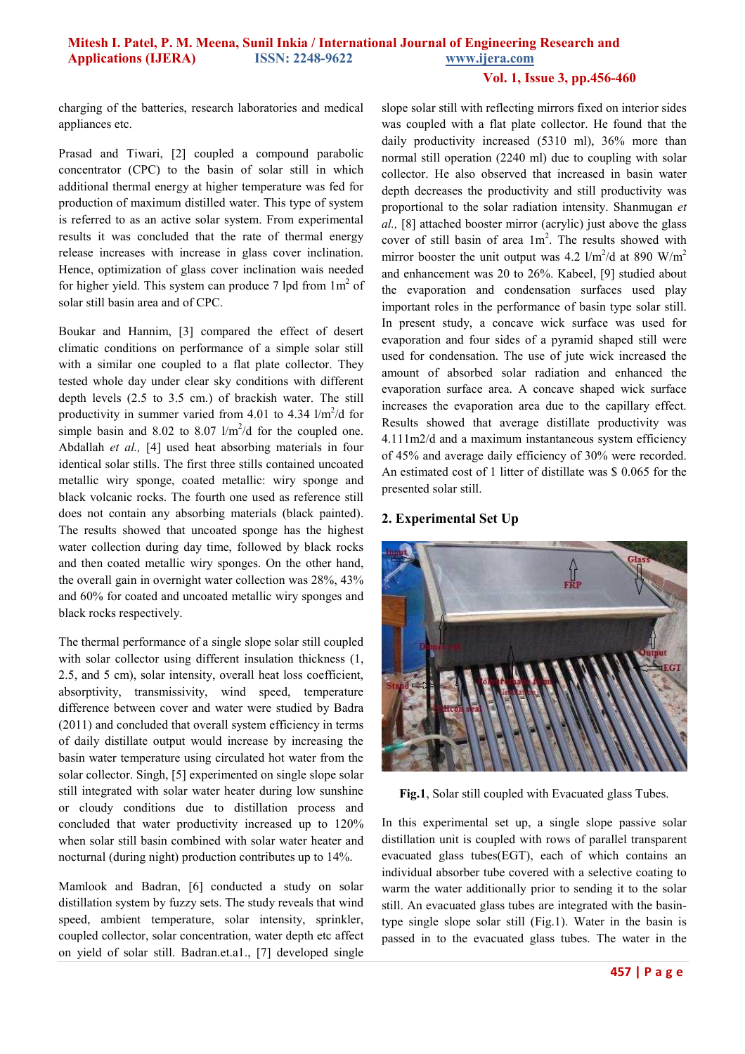charging of the batteries, research laboratories and medical appliances etc.

Prasad and Tiwari, [2] coupled a compound parabolic concentrator (CPC) to the basin of solar still in which additional thermal energy at higher temperature was fed for production of maximum distilled water. This type of system is referred to as an active solar system. From experimental results it was concluded that the rate of thermal energy release increases with increase in glass cover inclination. Hence, optimization of glass cover inclination wais needed for higher yield. This system can produce 7 lpd from $1m^2$ of solar still basin area and of CPC.

Boukar and Hannim, [3] compared the effect of desert climatic conditions on performance of a simple solar still with a similar one coupled to a flat plate collector. They tested whole day under clear sky conditions with different depth levels (2.5 to 3.5 cm.) of brackish water. The still productivity in summer varied from 4.01 to 4.34 $l/m^2/d$ for simple basin and 8.02 to 8.07 $l/m^2/d$ for the coupled one. Abdallah *et al.,* [4] used heat absorbing materials in four identical solar stills. The first three stills contained uncoated metallic wiry sponge, coated metallic: wiry sponge and black volcanic rocks. The fourth one used as reference still does not contain any absorbing materials (black painted). The results showed that uncoated sponge has the highest water collection during day time, followed by black rocks and then coated metallic wiry sponges. On the other hand, the overall gain in overnight water collection was 28%, 43% and 60% for coated and uncoated metallic wiry sponges and black rocks respectively.

The thermal performance of a single slope solar still coupled with solar collector using different insulation thickness (1, 2.5, and 5 cm), solar intensity, overall heat loss coefficient, absorptivity, transmissivity, wind speed, temperature difference between cover and water were studied by Badra (2011) and concluded that overall system efficiency in terms of daily distillate output would increase by increasing the basin water temperature using circulated hot water from the solar collector. Singh, [5] experimented on single slope solar still integrated with solar water heater during low sunshine or cloudy conditions due to distillation process and concluded that water productivity increased up to 120% when solar still basin combined with solar water heater and nocturnal (during night) production contributes up to 14%.

Mamlook and Badran, [6] conducted a study on solar distillation system by fuzzy sets. The study reveals that wind speed, ambient temperature, solar intensity, sprinkler, coupled collector, solar concentration, water depth etc affect on yield of solar still. Badran.et.a1., [7] developed single slope solar still with reflecting mirrors fixed on interior sides was coupled with a flat plate collector. He found that the daily productivity increased (5310 ml), 36% more than normal still operation (2240 ml) due to coupling with solar collector. He also observed that increased in basin water depth decreases the productivity and still productivity was proportional to the solar radiation intensity. Shanmugan *et al.,* [8] attached booster mirror (acrylic) just above the glass cover of still basin of area $1m^2$. The results showed with mirror booster the unit output was 4.2 $l/m^2/d$ at 890 $W/m^2$ and enhancement was 20 to 26%. Kabeel, [9] studied about the evaporation and condensation surfaces used play important roles in the performance of basin type solar still. In present study, a concave wick surface was used for evaporation and four sides of a pyramid shaped still were used for condensation. The use of jute wick increased the amount of absorbed solar radiation and enhanced the evaporation surface area. A concave shaped wick surface increases the evaporation area due to the capillary effect. Results showed that average distillate productivity was 4.111m2/d and a maximum instantaneous system efficiency of 45% and average daily efficiency of 30% were recorded. An estimated cost of 1 litter of distillate was $ 0.065 for the presented solar still.

## 2. Experimental Set Up

**Fig.1**, Solar still coupled with Evacuated glass Tubes.

In this experimental set up, a single slope passive solar distillation unit is coupled with rows of parallel transparent evacuated glass tubes(EGT), each of which contains an individual absorber tube covered with a selective coating to warm the water additionally prior to sending it to the solar still. An evacuated glass tubes are integrated with the basin-type single slope solar still (Fig.1). Water in the basin is passed in to the evacuated glass tubes. The water in the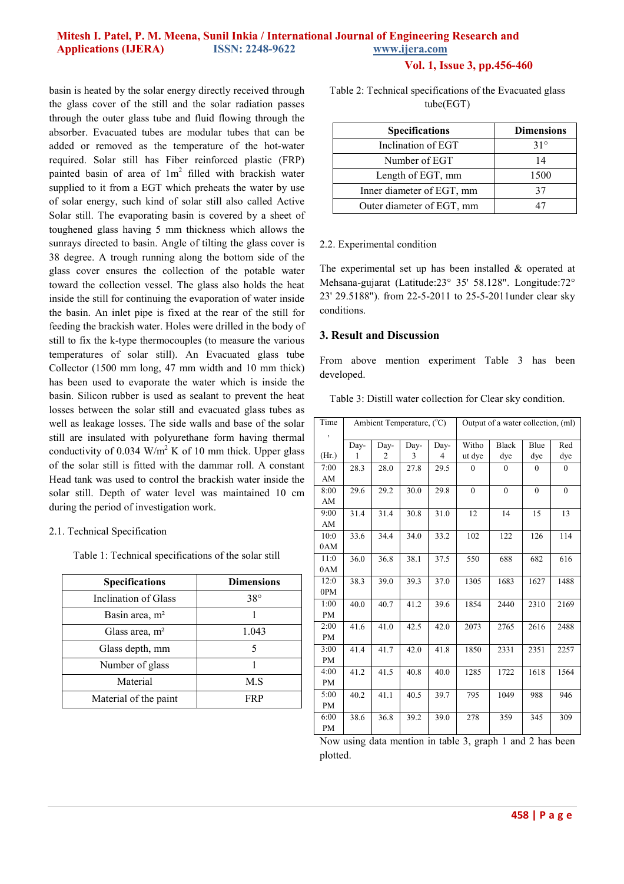basin is heated by the solar energy directly received through the glass cover of the still and the solar radiation passes through the outer glass tube and fluid flowing through the absorber. Evacuated tubes are modular tubes that can be added or removed as the temperature of the hot-water required. Solar still has Fiber reinforced plastic (FRP) painted basin of area of 1m$^2$ filled with brackish water supplied to it from a EGT which preheats the water by use of solar energy, such kind of solar still also called Active Solar still. The evaporating basin is covered by a sheet of toughened glass having 5 mm thickness which allows the sunrays directed to basin. Angle of tilting the glass cover is 38 degree. A trough running along the bottom side of the glass cover ensures the collection of the potable water toward the collection vessel. The glass also holds the heat inside the still for continuing the evaporation of water inside the basin. An inlet pipe is fixed at the rear of the still for feeding the brackish water. Holes were drilled in the body of still to fix the k-type thermocouples (to measure the various temperatures of solar still). An Evacuated glass tube Collector (1500 mm long, 47 mm width and 10 mm thick) has been used to evaporate the water which is inside the basin. Silicon rubber is used as sealant to prevent the heat losses between the solar still and evacuated glass tubes as well as leakage losses. The side walls and base of the solar still are insulated with polyurethane form having thermal conductivity of 0.034 W/m$^2$ K of 10 mm thick. Upper glass of the solar still is fitted with the dammar roll. A constant Head tank was used to control the brackish water inside the solar still. Depth of water level was maintained 10 cm during the period of investigation work.

2.1. Technical Specification

Table 1: Technical specifications of the solar still

| Specifications | Dimensions |
|---|---|
| Inclination of Glass | 38° |
| Basin area, m² | 1 |
| Glass area, m² | 1.043 |
| Glass depth, mm | 5 |
| Number of glass | 1 |
| Material | M.S |
| Material of the paint | FRP |

Table 2: Technical specifications of the Evacuated glass tube(EGT)

| Specifications | Dimensions |
|---|---|
| Inclination of EGT | 31° |
| Number of EGT | 14 |
| Length of EGT, mm | 1500 |
| Inner diameter of EGT, mm | 37 |
| Outer diameter of EGT, mm | 47 |

2.2. Experimental condition

The experimental set up has been installed & operated at Mehsana-gujarat (Latitude:23° 35' 58.128". Longitude:72° 23' 29.5188"). from 22-5-2011 to 25-5-2011under clear sky conditions.

## 3. Result and Discussion

From above mention experiment Table 3 has been developed.

Table 3: Distill water collection for Clear sky condition.

| Time, (Hr.) | Ambient Temperature, (°C) | | | | Output of a water collection, (ml) | | | |
|---|---|---|---|---|---|---|---|---|
| | Day-1 | Day-2 | Day-3 | Day-4 | Without dye | Black dye | Blue dye | Red dye |
| 7:00 AM | 28.3 | 28.0 | 27.8 | 29.5 | 0 | 0 | 0 | 0 |
| 8:00 AM | 29.6 | 29.2 | 30.0 | 29.8 | 0 | 0 | 0 | 0 |
| 9:00 AM | 31.4 | 31.4 | 30.8 | 31.0 | 12 | 14 | 15 | 13 |
| 10:00AM | 33.6 | 34.4 | 34.0 | 33.2 | 102 | 122 | 126 | 114 |
| 11:00AM | 36.0 | 36.8 | 38.1 | 37.5 | 550 | 688 | 682 | 616 |
| 12:00PM | 38.3 | 39.0 | 39.3 | 37.0 | 1305 | 1683 | 1627 | 1488 |
| 1:00 PM | 40.0 | 40.7 | 41.2 | 39.6 | 1854 | 2440 | 2310 | 2169 |
| 2:00 PM | 41.6 | 41.0 | 42.5 | 42.0 | 2073 | 2765 | 2616 | 2488 |
| 3:00 PM | 41.4 | 41.7 | 42.0 | 41.8 | 1850 | 2331 | 2351 | 2257 |
| 4:00 PM | 41.2 | 41.5 | 40.8 | 40.0 | 1285 | 1722 | 1618 | 1564 |
| 5:00 PM | 40.2 | 41.1 | 40.5 | 39.7 | 795 | 1049 | 988 | 946 |
| 6:00 PM | 38.6 | 36.8 | 39.2 | 39.0 | 278 | 359 | 345 | 309 |

Now using data mention in table 3, graph 1 and 2 has been plotted.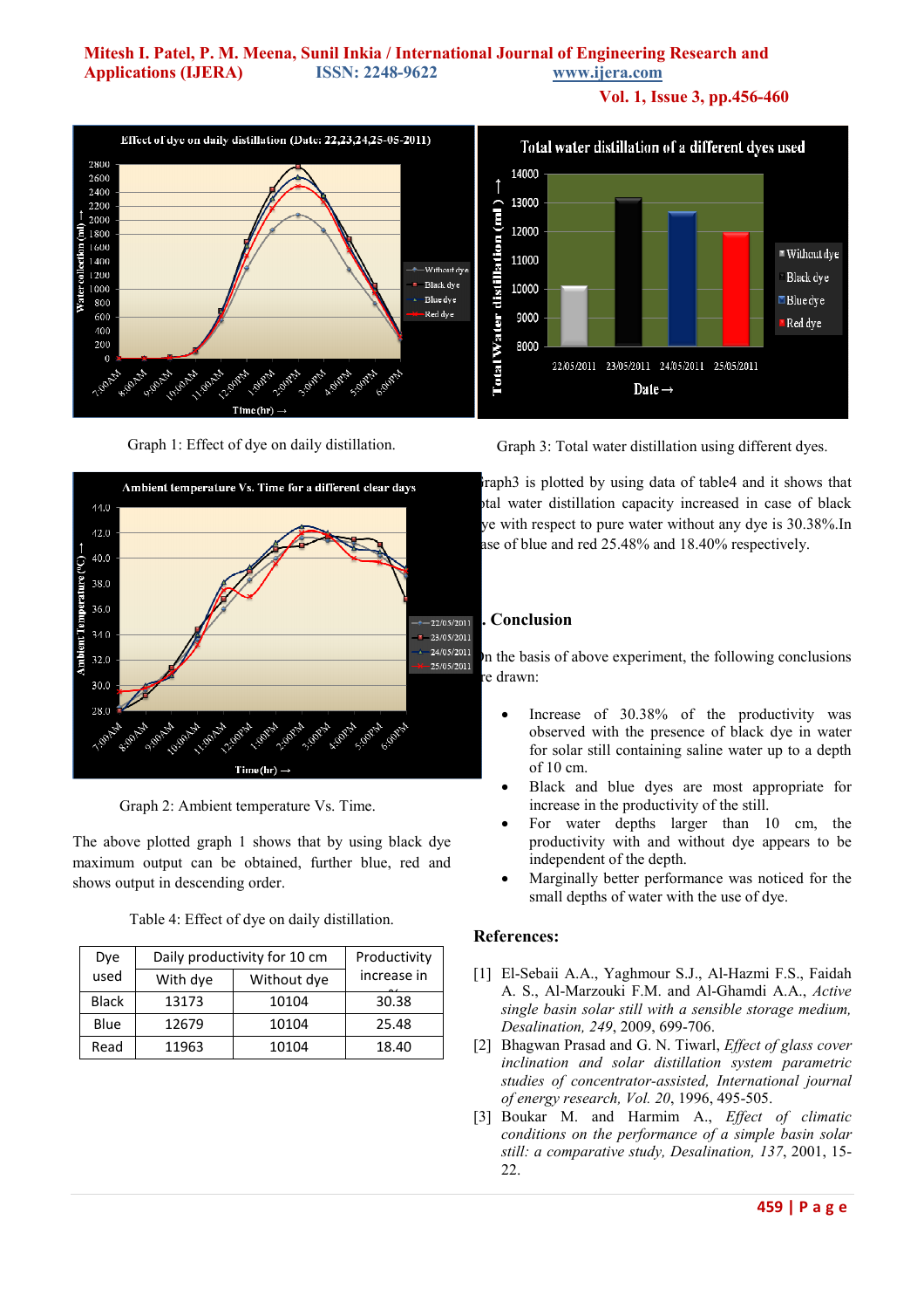Graph 1: Effect of dye on daily distillation.

Graph 3: Total water distillation using different dyes.

Graph3 is plotted by using data of table4 and it shows that total water distillation capacity increased in case of black dye with respect to pure water without any dye is 30.38%.In case of blue and red 25.48% and 18.40% respectively.

Graph 2: Ambient temperature Vs. Time.

The above plotted graph 1 shows that by using black dye maximum output can be obtained, further blue, red and shows output in descending order.

Table 4: Effect of dye on daily distillation.

| Dye used | Daily productivity for 10 cm | | Productivity increase in % |
|---|---|---|---|
| | With dye | Without dye | |
| Black | 13173 | 10104 | 30.38 |
| Blue | 12679 | 10104 | 25.48 |
| Read | 11963 | 10104 | 18.40 |

## . Conclusion

On the basis of above experiment, the following conclusions are drawn:

- Increase of 30.38% of the productivity was observed with the presence of black dye in water for solar still containing saline water up to a depth of 10 cm.
- Black and blue dyes are most appropriate for increase in the productivity of the still.
- For water depths larger than 10 cm, the productivity with and without dye appears to be independent of the depth.
- Marginally better performance was noticed for the small depths of water with the use of dye.

## References:

[1] El-Sebaii A.A., Yaghmour S.J., Al-Hazmi F.S., Faidah A. S., Al-Marzouki F.M. and Al-Ghamdi A.A., *Active single basin solar still with a sensible storage medium, Desalination, 249*, 2009, 699-706.

[2] Bhagwan Prasad and G. N. Tiwarl, *Effect of glass cover inclination and solar distillation system parametric studies of concentrator-assisted, International journal of energy research, Vol. 20*, 1996, 495-505.

[3] Boukar M. and Harmim A., *Effect of climatic conditions on the performance of a simple basin solar still: a comparative study, Desalination, 137*, 2001, 15-22.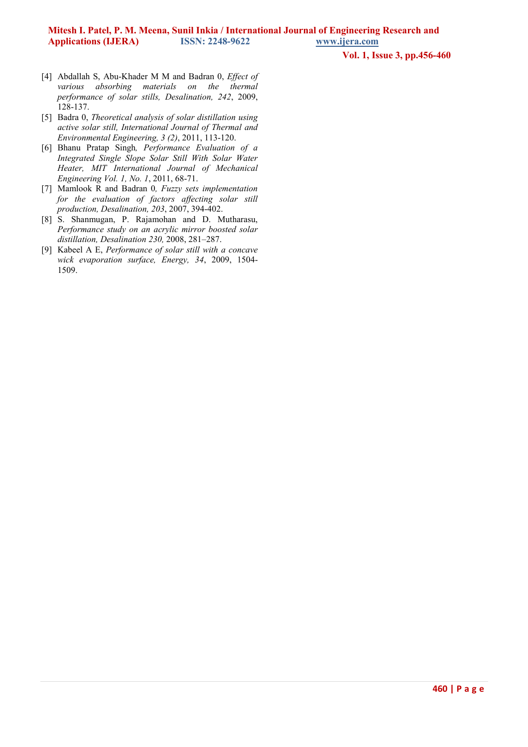[4] Abdallah S, Abu-Khader M M and Badran 0, *Effect of various absorbing materials on the thermal performance of solar stills, Desalination, 242*, 2009, 128-137.

[5] Badra 0, *Theoretical analysis of solar distillation using active solar still, International Journal of Thermal and Environmental Engineering, 3 (2)*, 2011, 113-120.

[6] Bhanu Pratap Singh*, Performance Evaluation of a Integrated Single Slope Solar Still With Solar Water Heater, MIT International Journal of Mechanical Engineering Vol. 1, No. 1*, 2011, 68-71.

[7] Mamlook R and Badran 0*, Fuzzy sets implementation for the evaluation of factors affecting solar still production, Desalination, 203*, 2007, 394-402.

[8] S. Shanmugan, P. Rajamohan and D. Mutharasu, *Performance study on an acrylic mirror boosted solar distillation, Desalination 230,* 2008, 281–287.

[9] Kabeel A E, *Performance of solar still with a concave wick evaporation surface, Energy, 34*, 2009, 1504-1509.